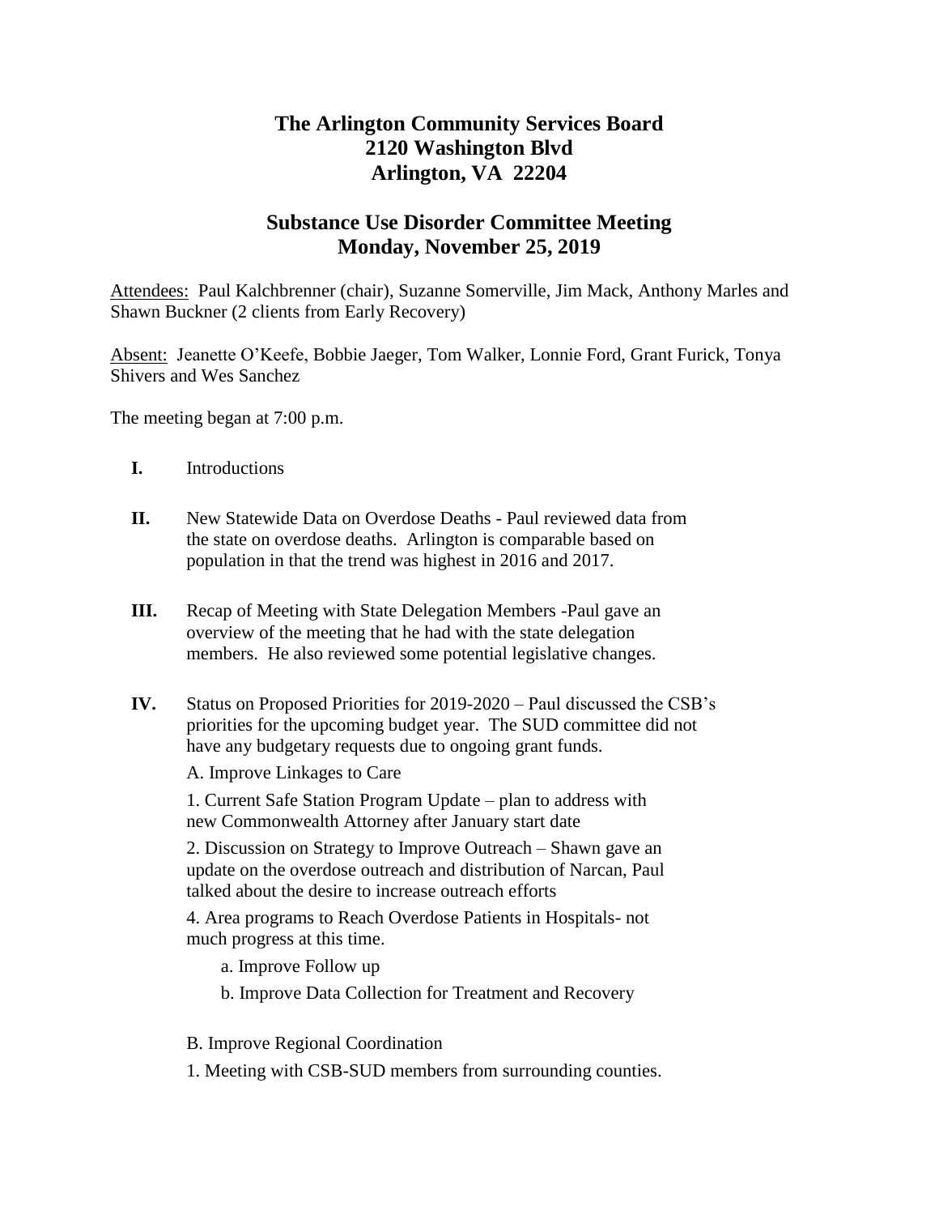# The Arlington Community Services Board
# 2120 Washington Blvd
# Arlington, VA 22204

## Substance Use Disorder Committee Meeting
## Monday, November 25, 2019

<u>Attendees:</u> Paul Kalchbrenner (chair), Suzanne Somerville, Jim Mack, Anthony Marles and Shawn Buckner (2 clients from Early Recovery)

<u>Absent:</u> Jeanette O'Keefe, Bobbie Jaeger, Tom Walker, Lonnie Ford, Grant Furick, Tonya Shivers and Wes Sanchez

The meeting began at 7:00 p.m.

**I.** Introductions

**II.** New Statewide Data on Overdose Deaths - Paul reviewed data from the state on overdose deaths. Arlington is comparable based on population in that the trend was highest in 2016 and 2017.

**III.** Recap of Meeting with State Delegation Members -Paul gave an overview of the meeting that he had with the state delegation members. He also reviewed some potential legislative changes.

**IV.** Status on Proposed Priorities for 2019-2020 – Paul discussed the CSB's priorities for the upcoming budget year. The SUD committee did not have any budgetary requests due to ongoing grant funds.

A. Improve Linkages to Care

1. Current Safe Station Program Update – plan to address with new Commonwealth Attorney after January start date

2. Discussion on Strategy to Improve Outreach – Shawn gave an update on the overdose outreach and distribution of Narcan, Paul talked about the desire to increase outreach efforts

4. Area programs to Reach Overdose Patients in Hospitals- not much progress at this time.

   a. Improve Follow up

   b. Improve Data Collection for Treatment and Recovery

B. Improve Regional Coordination

1. Meeting with CSB-SUD members from surrounding counties.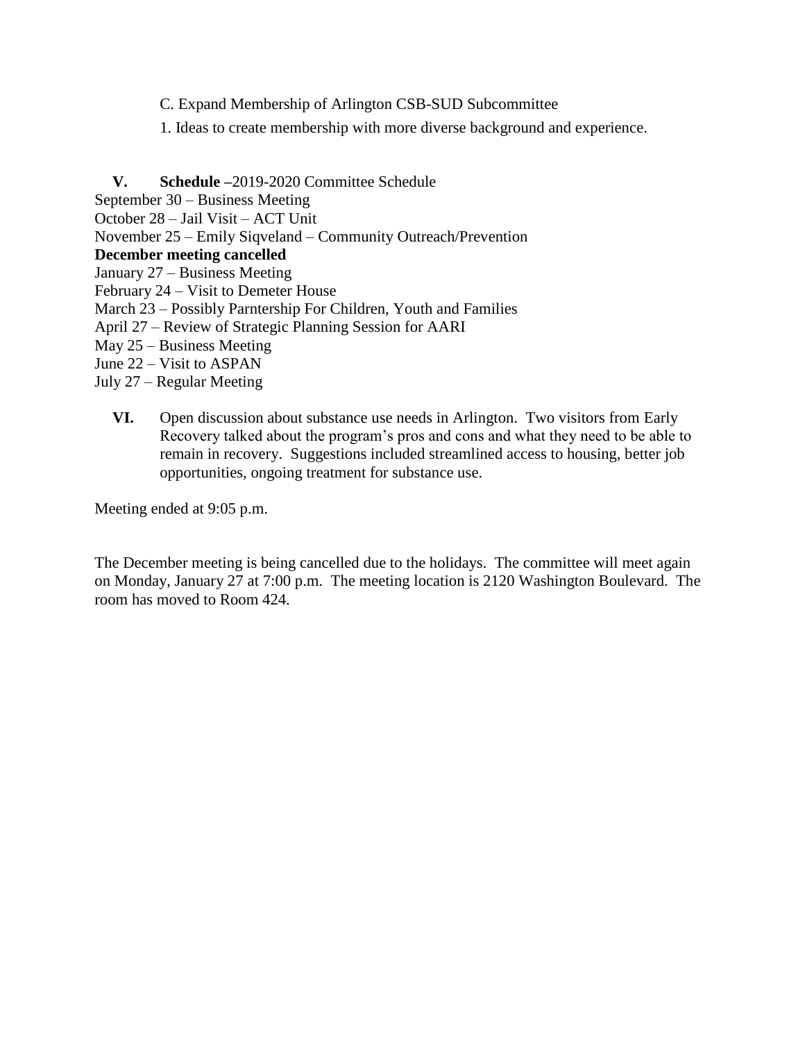C. Expand Membership of Arlington CSB-SUD Subcommittee

1. Ideas to create membership with more diverse background and experience.

**V. Schedule** –2019-2020 Committee Schedule

September 30 – Business Meeting
October 28 – Jail Visit – ACT Unit
November 25 – Emily Siqveland – Community Outreach/Prevention
**December meeting cancelled**
January 27 – Business Meeting
February 24 – Visit to Demeter House
March 23 – Possibly Parntership For Children, Youth and Families
April 27 – Review of Strategic Planning Session for AARI
May 25 – Business Meeting
June 22 – Visit to ASPAN
July 27 – Regular Meeting

**VI.** Open discussion about substance use needs in Arlington. Two visitors from Early Recovery talked about the program's pros and cons and what they need to be able to remain in recovery. Suggestions included streamlined access to housing, better job opportunities, ongoing treatment for substance use.

Meeting ended at 9:05 p.m.

The December meeting is being cancelled due to the holidays. The committee will meet again on Monday, January 27 at 7:00 p.m. The meeting location is 2120 Washington Boulevard. The room has moved to Room 424.